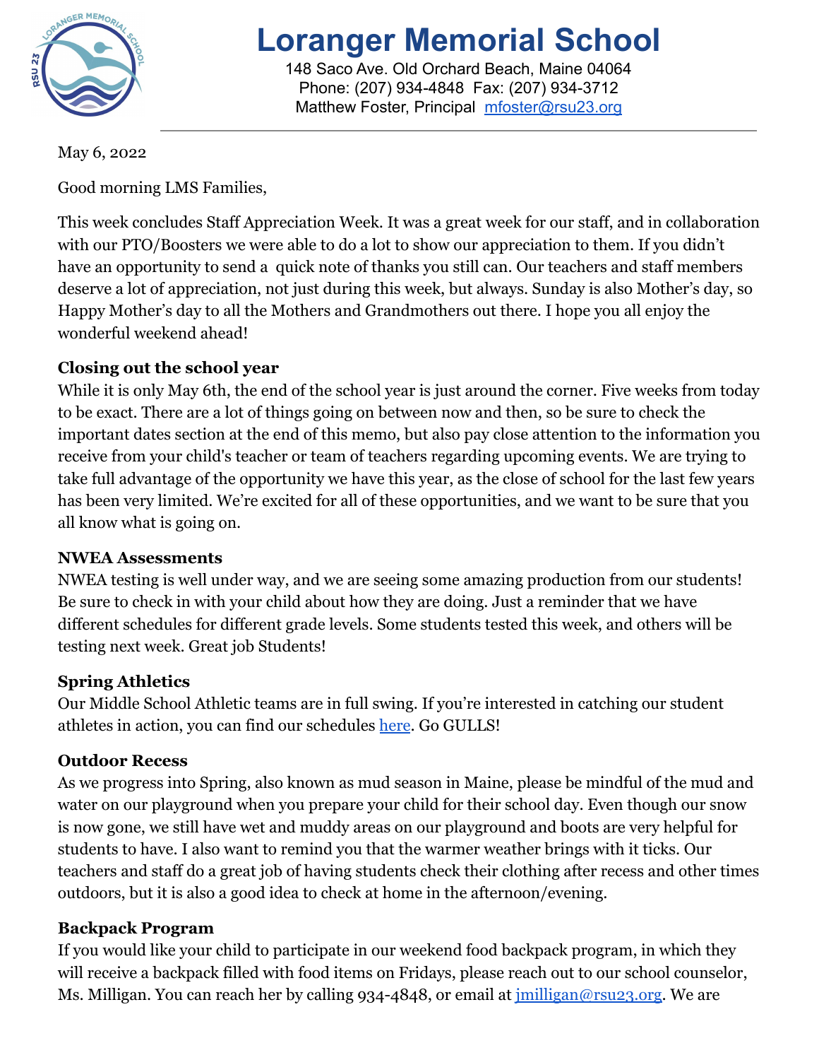# Loranger Memorial School

148 Saco Ave. Old Orchard Beach, Maine 04064
Phone: (207) 934-4848 Fax: (207) 934-3712
Matthew Foster, Principal [mfoster@rsu23.org](mailto:mfoster@rsu23.org)

---

May 6, 2022

Good morning LMS Families,

This week concludes Staff Appreciation Week. It was a great week for our staff, and in collaboration with our PTO/Boosters we were able to do a lot to show our appreciation to them. If you didn't have an opportunity to send a quick note of thanks you still can. Our teachers and staff members deserve a lot of appreciation, not just during this week, but always. Sunday is also Mother's day, so Happy Mother's day to all the Mothers and Grandmothers out there. I hope you all enjoy the wonderful weekend ahead!

**Closing out the school year**

While it is only May 6th, the end of the school year is just around the corner. Five weeks from today to be exact. There are a lot of things going on between now and then, so be sure to check the important dates section at the end of this memo, but also pay close attention to the information you receive from your child's teacher or team of teachers regarding upcoming events. We are trying to take full advantage of the opportunity we have this year, as the close of school for the last few years has been very limited. We're excited for all of these opportunities, and we want to be sure that you all know what is going on.

**NWEA Assessments**

NWEA testing is well under way, and we are seeing some amazing production from our students! Be sure to check in with your child about how they are doing. Just a reminder that we have different schedules for different grade levels. Some students tested this week, and others will be testing next week. Great job Students!

**Spring Athletics**

Our Middle School Athletic teams are in full swing. If you're interested in catching our student athletes in action, you can find our schedules here. Go GULLS!

**Outdoor Recess**

As we progress into Spring, also known as mud season in Maine, please be mindful of the mud and water on our playground when you prepare your child for their school day. Even though our snow is now gone, we still have wet and muddy areas on our playground and boots are very helpful for students to have. I also want to remind you that the warmer weather brings with it ticks. Our teachers and staff do a great job of having students check their clothing after recess and other times outdoors, but it is also a good idea to check at home in the afternoon/evening.

**Backpack Program**

If you would like your child to participate in our weekend food backpack program, in which they will receive a backpack filled with food items on Fridays, please reach out to our school counselor, Ms. Milligan. You can reach her by calling 934-4848, or email at [jmilligan@rsu23.org](mailto:jmilligan@rsu23.org). We are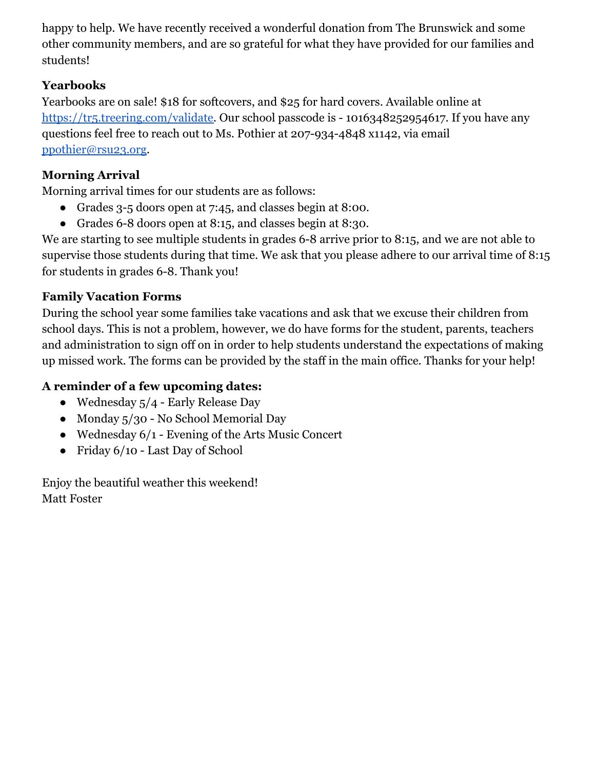happy to help. We have recently received a wonderful donation from The Brunswick and some other community members, and are so grateful for what they have provided for our families and students!

**Yearbooks**

Yearbooks are on sale! $18 for softcovers, and $25 for hard covers. Available online at [https://tr5.treering.com/validate](https://tr5.treering.com/validate). Our school passcode is - 1016348252954617. If you have any questions feel free to reach out to Ms. Pothier at 207-934-4848 x1142, via email [ppothier@rsu23.org](mailto:ppothier@rsu23.org).

**Morning Arrival**

Morning arrival times for our students are as follows:

- Grades 3-5 doors open at 7:45, and classes begin at 8:00.
- Grades 6-8 doors open at 8:15, and classes begin at 8:30.

We are starting to see multiple students in grades 6-8 arrive prior to 8:15, and we are not able to supervise those students during that time. We ask that you please adhere to our arrival time of 8:15 for students in grades 6-8. Thank you!

**Family Vacation Forms**

During the school year some families take vacations and ask that we excuse their children from school days. This is not a problem, however, we do have forms for the student, parents, teachers and administration to sign off on in order to help students understand the expectations of making up missed work. The forms can be provided by the staff in the main office. Thanks for your help!

**A reminder of a few upcoming dates:**

- Wednesday 5/4 - Early Release Day
- Monday 5/30 - No School Memorial Day
- Wednesday 6/1 - Evening of the Arts Music Concert
- Friday 6/10 - Last Day of School

Enjoy the beautiful weather this weekend!
Matt Foster